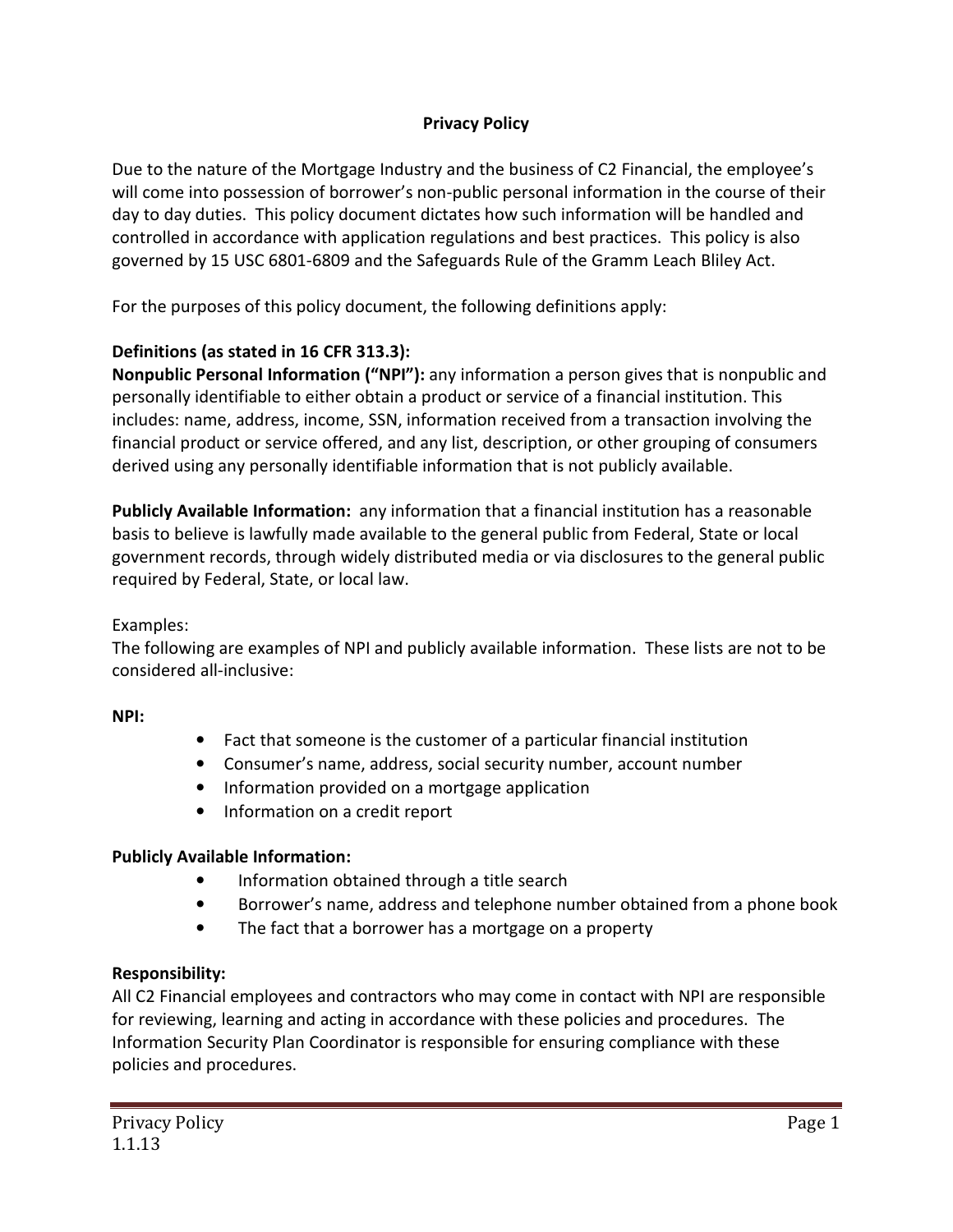# Privacy Policy

Due to the nature of the Mortgage Industry and the business of C2 Financial, the employee's will come into possession of borrower's non-public personal information in the course of their day to day duties. This policy document dictates how such information will be handled and controlled in accordance with application regulations and best practices. This policy is also governed by 15 USC 6801-6809 and the Safeguards Rule of the Gramm Leach Bliley Act.

For the purposes of this policy document, the following definitions apply:

**Definitions (as stated in 16 CFR 313.3):**

**Nonpublic Personal Information ("NPI"):** any information a person gives that is nonpublic and personally identifiable to either obtain a product or service of a financial institution. This includes: name, address, income, SSN, information received from a transaction involving the financial product or service offered, and any list, description, or other grouping of consumers derived using any personally identifiable information that is not publicly available.

**Publicly Available Information:** any information that a financial institution has a reasonable basis to believe is lawfully made available to the general public from Federal, State or local government records, through widely distributed media or via disclosures to the general public required by Federal, State, or local law.

Examples:
The following are examples of NPI and publicly available information. These lists are not to be considered all-inclusive:

**NPI:**

- Fact that someone is the customer of a particular financial institution
- Consumer's name, address, social security number, account number
- Information provided on a mortgage application
- Information on a credit report

**Publicly Available Information:**

- Information obtained through a title search
- Borrower's name, address and telephone number obtained from a phone book
- The fact that a borrower has a mortgage on a property

**Responsibility:**
All C2 Financial employees and contractors who may come in contact with NPI are responsible for reviewing, learning and acting in accordance with these policies and procedures. The Information Security Plan Coordinator is responsible for ensuring compliance with these policies and procedures.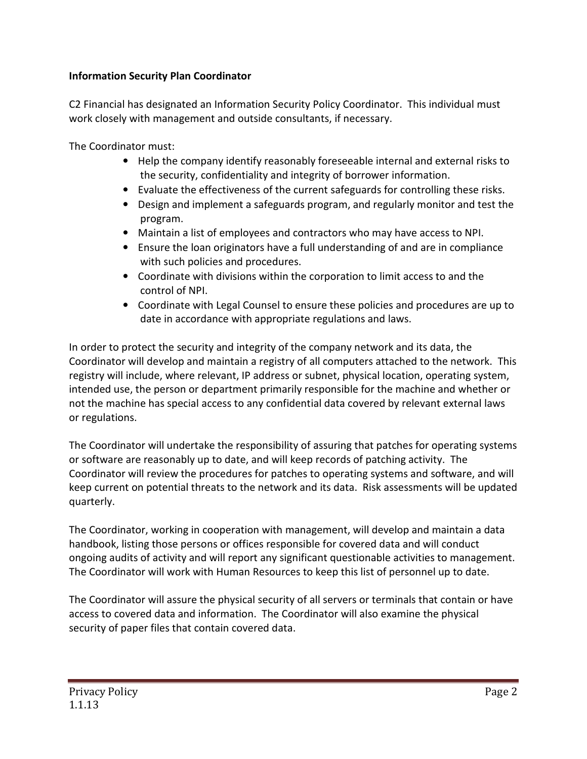**Information Security Plan Coordinator**

C2 Financial has designated an Information Security Policy Coordinator. This individual must work closely with management and outside consultants, if necessary.

The Coordinator must:

- Help the company identify reasonably foreseeable internal and external risks to the security, confidentiality and integrity of borrower information.
- Evaluate the effectiveness of the current safeguards for controlling these risks.
- Design and implement a safeguards program, and regularly monitor and test the program.
- Maintain a list of employees and contractors who may have access to NPI.
- Ensure the loan originators have a full understanding of and are in compliance with such policies and procedures.
- Coordinate with divisions within the corporation to limit access to and the control of NPI.
- Coordinate with Legal Counsel to ensure these policies and procedures are up to date in accordance with appropriate regulations and laws.

In order to protect the security and integrity of the company network and its data, the Coordinator will develop and maintain a registry of all computers attached to the network. This registry will include, where relevant, IP address or subnet, physical location, operating system, intended use, the person or department primarily responsible for the machine and whether or not the machine has special access to any confidential data covered by relevant external laws or regulations.

The Coordinator will undertake the responsibility of assuring that patches for operating systems or software are reasonably up to date, and will keep records of patching activity. The Coordinator will review the procedures for patches to operating systems and software, and will keep current on potential threats to the network and its data. Risk assessments will be updated quarterly.

The Coordinator, working in cooperation with management, will develop and maintain a data handbook, listing those persons or offices responsible for covered data and will conduct ongoing audits of activity and will report any significant questionable activities to management. The Coordinator will work with Human Resources to keep this list of personnel up to date.

The Coordinator will assure the physical security of all servers or terminals that contain or have access to covered data and information. The Coordinator will also examine the physical security of paper files that contain covered data.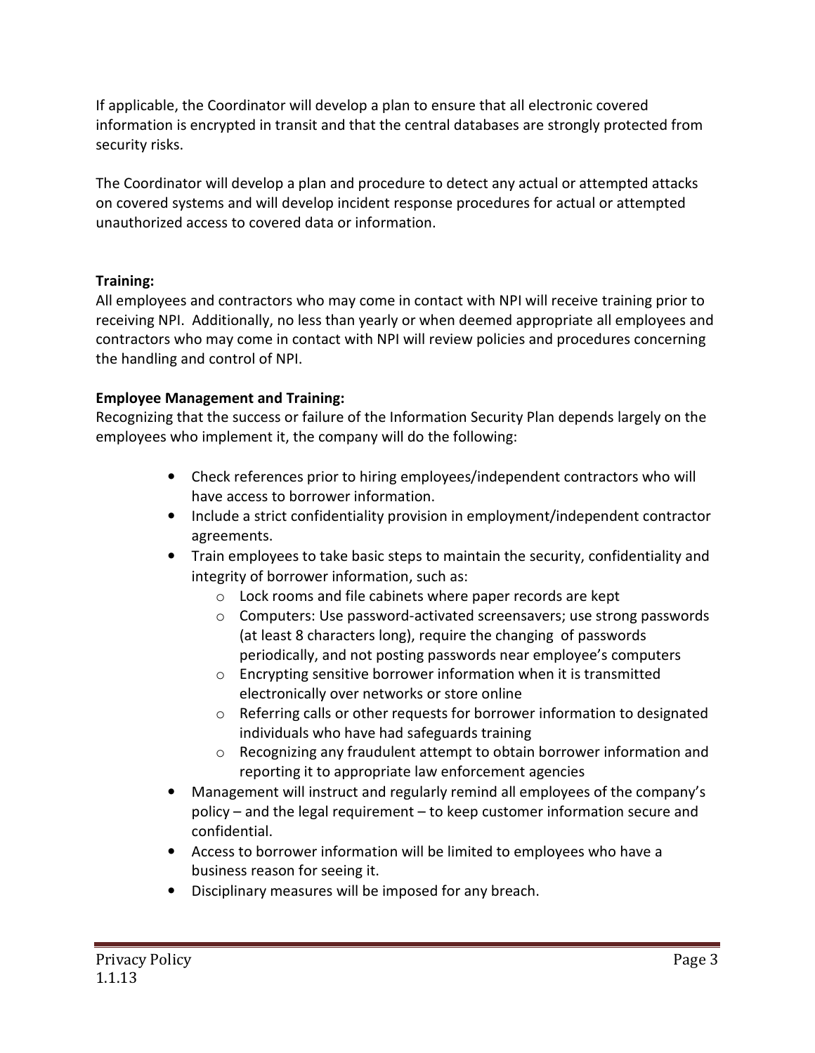If applicable, the Coordinator will develop a plan to ensure that all electronic covered information is encrypted in transit and that the central databases are strongly protected from security risks.

The Coordinator will develop a plan and procedure to detect any actual or attempted attacks on covered systems and will develop incident response procedures for actual or attempted unauthorized access to covered data or information.

**Training:**
All employees and contractors who may come in contact with NPI will receive training prior to receiving NPI. Additionally, no less than yearly or when deemed appropriate all employees and contractors who may come in contact with NPI will review policies and procedures concerning the handling and control of NPI.

**Employee Management and Training:**
Recognizing that the success or failure of the Information Security Plan depends largely on the employees who implement it, the company will do the following:

- Check references prior to hiring employees/independent contractors who will have access to borrower information.
- Include a strict confidentiality provision in employment/independent contractor agreements.
- Train employees to take basic steps to maintain the security, confidentiality and integrity of borrower information, such as:
  - Lock rooms and file cabinets where paper records are kept
  - Computers: Use password-activated screensavers; use strong passwords (at least 8 characters long), require the changing of passwords periodically, and not posting passwords near employee's computers
  - Encrypting sensitive borrower information when it is transmitted electronically over networks or store online
  - Referring calls or other requests for borrower information to designated individuals who have had safeguards training
  - Recognizing any fraudulent attempt to obtain borrower information and reporting it to appropriate law enforcement agencies
- Management will instruct and regularly remind all employees of the company's policy – and the legal requirement – to keep customer information secure and confidential.
- Access to borrower information will be limited to employees who have a business reason for seeing it.
- Disciplinary measures will be imposed for any breach.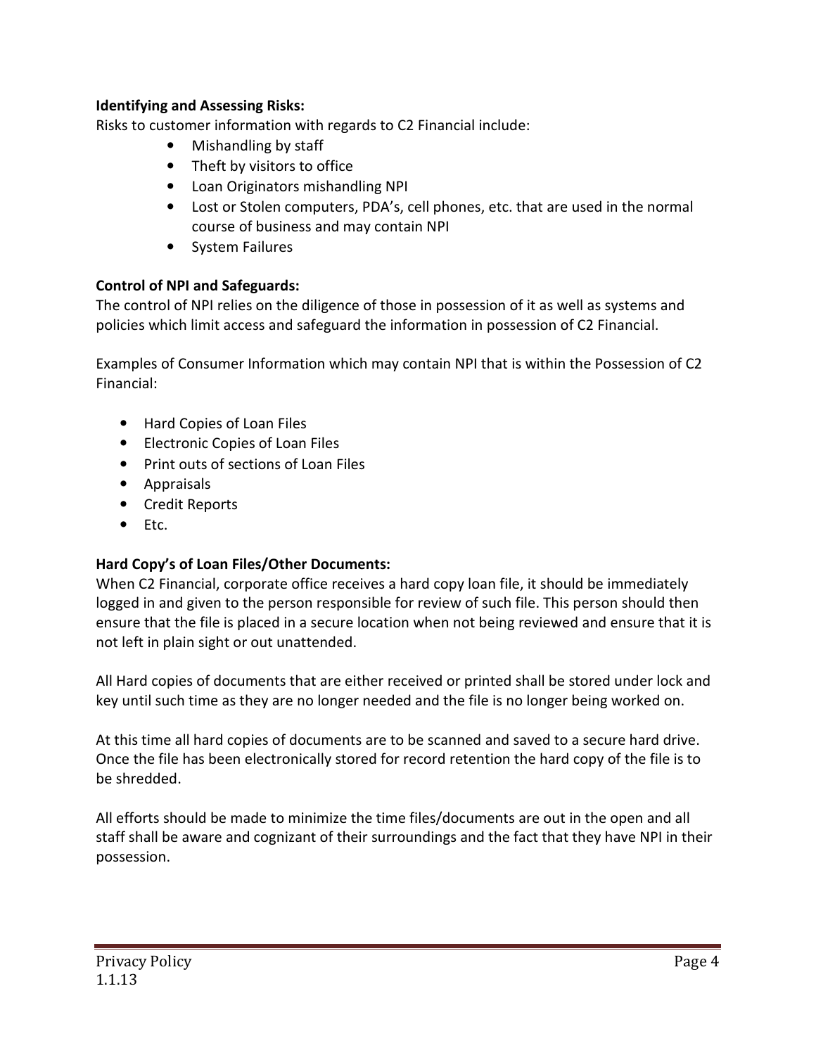**Identifying and Assessing Risks:**

Risks to customer information with regards to C2 Financial include:

- Mishandling by staff
- Theft by visitors to office
- Loan Originators mishandling NPI
- Lost or Stolen computers, PDA's, cell phones, etc. that are used in the normal course of business and may contain NPI
- System Failures

**Control of NPI and Safeguards:**

The control of NPI relies on the diligence of those in possession of it as well as systems and policies which limit access and safeguard the information in possession of C2 Financial.

Examples of Consumer Information which may contain NPI that is within the Possession of C2 Financial:

- Hard Copies of Loan Files
- Electronic Copies of Loan Files
- Print outs of sections of Loan Files
- Appraisals
- Credit Reports
- Etc.

**Hard Copy's of Loan Files/Other Documents:**

When C2 Financial, corporate office receives a hard copy loan file, it should be immediately logged in and given to the person responsible for review of such file. This person should then ensure that the file is placed in a secure location when not being reviewed and ensure that it is not left in plain sight or out unattended.

All Hard copies of documents that are either received or printed shall be stored under lock and key until such time as they are no longer needed and the file is no longer being worked on.

At this time all hard copies of documents are to be scanned and saved to a secure hard drive. Once the file has been electronically stored for record retention the hard copy of the file is to be shredded.

All efforts should be made to minimize the time files/documents are out in the open and all staff shall be aware and cognizant of their surroundings and the fact that they have NPI in their possession.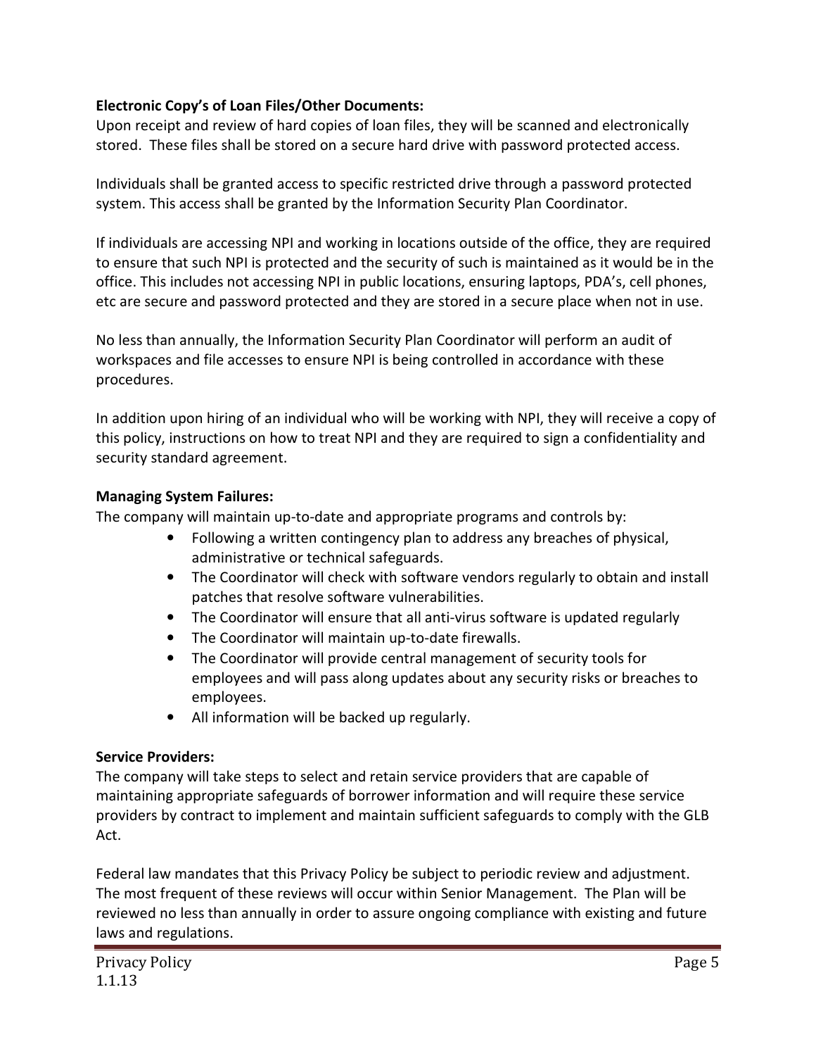**Electronic Copy's of Loan Files/Other Documents:**
Upon receipt and review of hard copies of loan files, they will be scanned and electronically stored. These files shall be stored on a secure hard drive with password protected access.

Individuals shall be granted access to specific restricted drive through a password protected system. This access shall be granted by the Information Security Plan Coordinator.

If individuals are accessing NPI and working in locations outside of the office, they are required to ensure that such NPI is protected and the security of such is maintained as it would be in the office. This includes not accessing NPI in public locations, ensuring laptops, PDA's, cell phones, etc are secure and password protected and they are stored in a secure place when not in use.

No less than annually, the Information Security Plan Coordinator will perform an audit of workspaces and file accesses to ensure NPI is being controlled in accordance with these procedures.

In addition upon hiring of an individual who will be working with NPI, they will receive a copy of this policy, instructions on how to treat NPI and they are required to sign a confidentiality and security standard agreement.

**Managing System Failures:**
The company will maintain up-to-date and appropriate programs and controls by:

- Following a written contingency plan to address any breaches of physical, administrative or technical safeguards.
- The Coordinator will check with software vendors regularly to obtain and install patches that resolve software vulnerabilities.
- The Coordinator will ensure that all anti-virus software is updated regularly
- The Coordinator will maintain up-to-date firewalls.
- The Coordinator will provide central management of security tools for employees and will pass along updates about any security risks or breaches to employees.
- All information will be backed up regularly.

**Service Providers:**
The company will take steps to select and retain service providers that are capable of maintaining appropriate safeguards of borrower information and will require these service providers by contract to implement and maintain sufficient safeguards to comply with the GLB Act.

Federal law mandates that this Privacy Policy be subject to periodic review and adjustment. The most frequent of these reviews will occur within Senior Management. The Plan will be reviewed no less than annually in order to assure ongoing compliance with existing and future laws and regulations.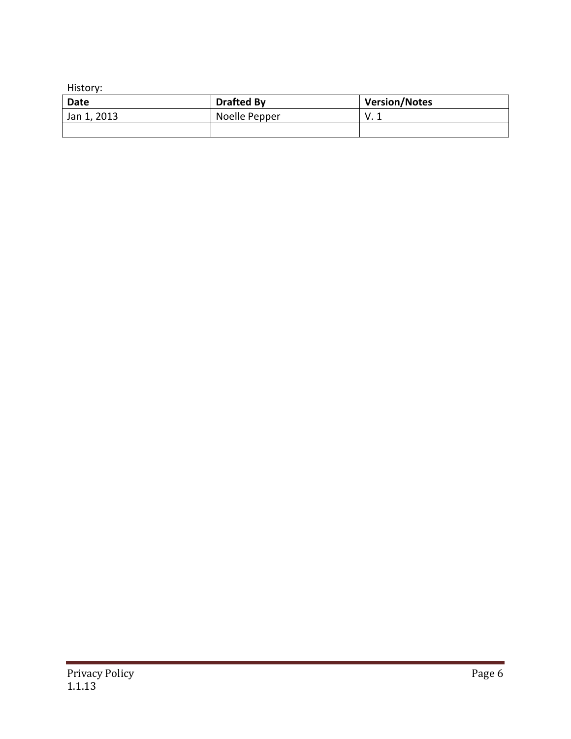History:

| Date | Drafted By | Version/Notes |
|---|---|---|
| Jan 1, 2013 | Noelle Pepper | V. 1 |
| | | |